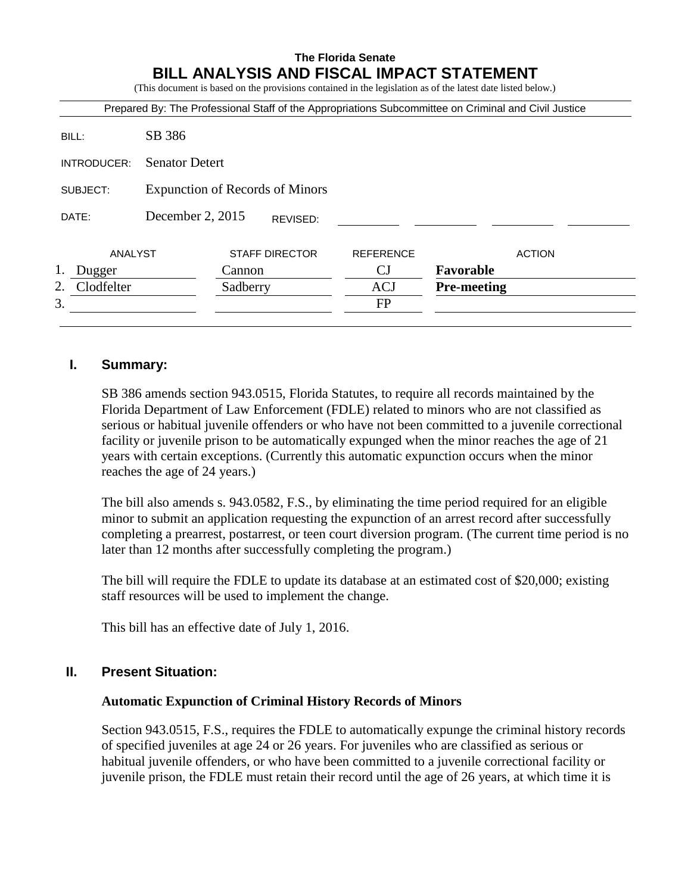**The Florida Senate**

# BILL ANALYSIS AND FISCAL IMPACT STATEMENT

(This document is based on the provisions contained in the legislation as of the latest date listed below.)

Prepared By: The Professional Staff of the Appropriations Subcommittee on Criminal and Civil Justice

| | |
|---|---|
| BILL: | SB 386 |
| INTRODUCER: | Senator Detert |
| SUBJECT: | Expunction of Records of Minors |
| DATE: | December 2, 2015 REVISED: |

| | ANALYST | STAFF DIRECTOR | REFERENCE | ACTION |
|---|---|---|---|---|
| 1. | Dugger | Cannon | CJ | **Favorable** |
| 2. | Clodfelter | Sadberry | ACJ | **Pre-meeting** |
| 3. | | | FP | |

## I. Summary:

SB 386 amends section 943.0515, Florida Statutes, to require all records maintained by the Florida Department of Law Enforcement (FDLE) related to minors who are not classified as serious or habitual juvenile offenders or who have not been committed to a juvenile correctional facility or juvenile prison to be automatically expunged when the minor reaches the age of 21 years with certain exceptions. (Currently this automatic expunction occurs when the minor reaches the age of 24 years.)

The bill also amends s. 943.0582, F.S., by eliminating the time period required for an eligible minor to submit an application requesting the expunction of an arrest record after successfully completing a prearrest, postarrest, or teen court diversion program. (The current time period is no later than 12 months after successfully completing the program.)

The bill will require the FDLE to update its database at an estimated cost of $20,000; existing staff resources will be used to implement the change.

This bill has an effective date of July 1, 2016.

## II. Present Situation:

### Automatic Expunction of Criminal History Records of Minors

Section 943.0515, F.S., requires the FDLE to automatically expunge the criminal history records of specified juveniles at age 24 or 26 years. For juveniles who are classified as serious or habitual juvenile offenders, or who have been committed to a juvenile correctional facility or juvenile prison, the FDLE must retain their record until the age of 26 years, at which time it is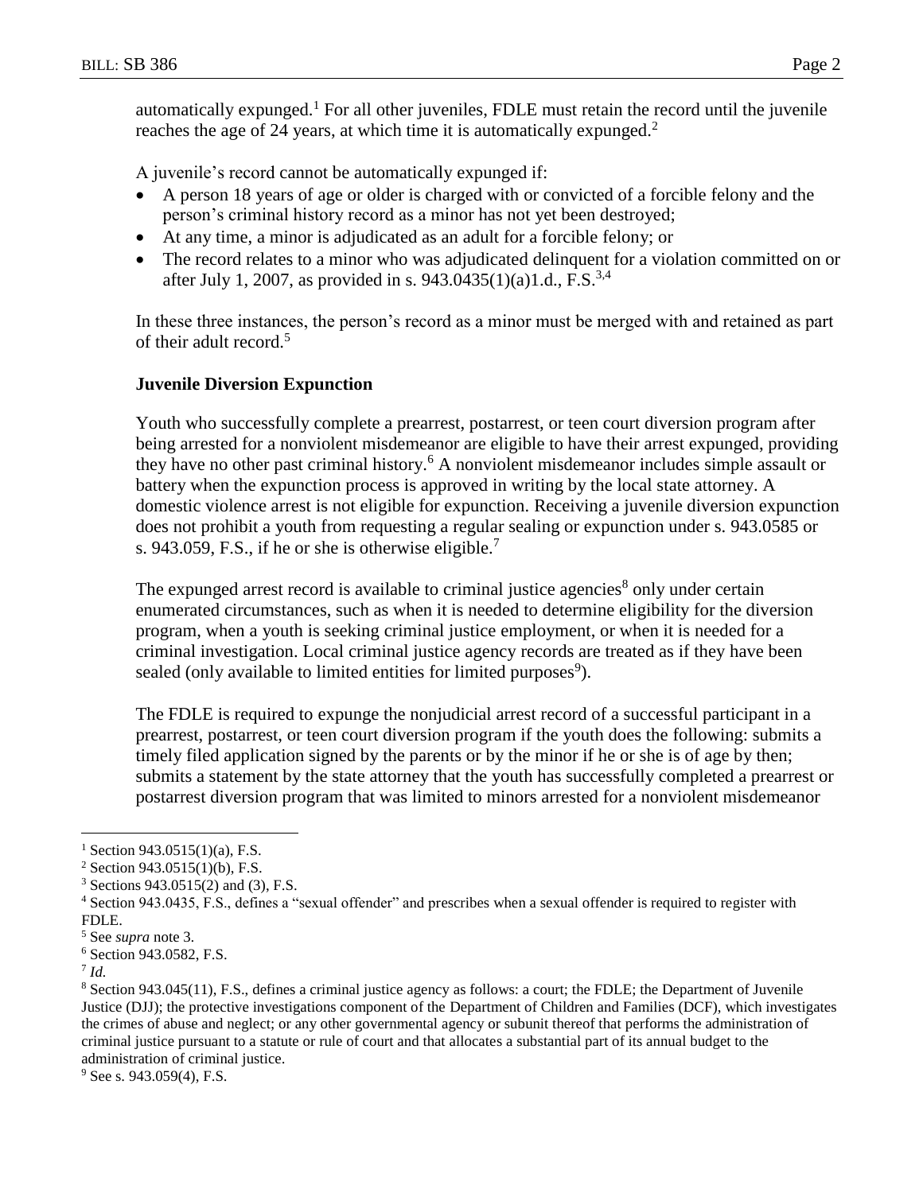automatically expunged.[1] For all other juveniles, FDLE must retain the record until the juvenile reaches the age of 24 years, at which time it is automatically expunged.[2]

A juvenile's record cannot be automatically expunged if:

- A person 18 years of age or older is charged with or convicted of a forcible felony and the person's criminal history record as a minor has not yet been destroyed;
- At any time, a minor is adjudicated as an adult for a forcible felony; or
- The record relates to a minor who was adjudicated delinquent for a violation committed on or after July 1, 2007, as provided in s. 943.0435(1)(a)1.d., F.S.[3,4]

In these three instances, the person's record as a minor must be merged with and retained as part of their adult record.[5]

**Juvenile Diversion Expunction**

Youth who successfully complete a prearrest, postarrest, or teen court diversion program after being arrested for a nonviolent misdemeanor are eligible to have their arrest expunged, providing they have no other past criminal history.[6] A nonviolent misdemeanor includes simple assault or battery when the expunction process is approved in writing by the local state attorney. A domestic violence arrest is not eligible for expunction. Receiving a juvenile diversion expunction does not prohibit a youth from requesting a regular sealing or expunction under s. 943.0585 or s. 943.059, F.S., if he or she is otherwise eligible.[7]

The expunged arrest record is available to criminal justice agencies[8] only under certain enumerated circumstances, such as when it is needed to determine eligibility for the diversion program, when a youth is seeking criminal justice employment, or when it is needed for a criminal investigation. Local criminal justice agency records are treated as if they have been sealed (only available to limited entities for limited purposes[9]).

The FDLE is required to expunge the nonjudicial arrest record of a successful participant in a prearrest, postarrest, or teen court diversion program if the youth does the following: submits a timely filed application signed by the parents or by the minor if he or she is of age by then; submits a statement by the state attorney that the youth has successfully completed a prearrest or postarrest diversion program that was limited to minors arrested for a nonviolent misdemeanor

---

[1] Section 943.0515(1)(a), F.S.

[2] Section 943.0515(1)(b), F.S.

[3] Sections 943.0515(2) and (3), F.S.

[4] Section 943.0435, F.S., defines a "sexual offender" and prescribes when a sexual offender is required to register with FDLE.

[5] See *supra* note 3.

[6] Section 943.0582, F.S.

[7] *Id.*

[8] Section 943.045(11), F.S., defines a criminal justice agency as follows: a court; the FDLE; the Department of Juvenile Justice (DJJ); the protective investigations component of the Department of Children and Families (DCF), which investigates the crimes of abuse and neglect; or any other governmental agency or subunit thereof that performs the administration of criminal justice pursuant to a statute or rule of court and that allocates a substantial part of its annual budget to the administration of criminal justice.

[9] See s. 943.059(4), F.S.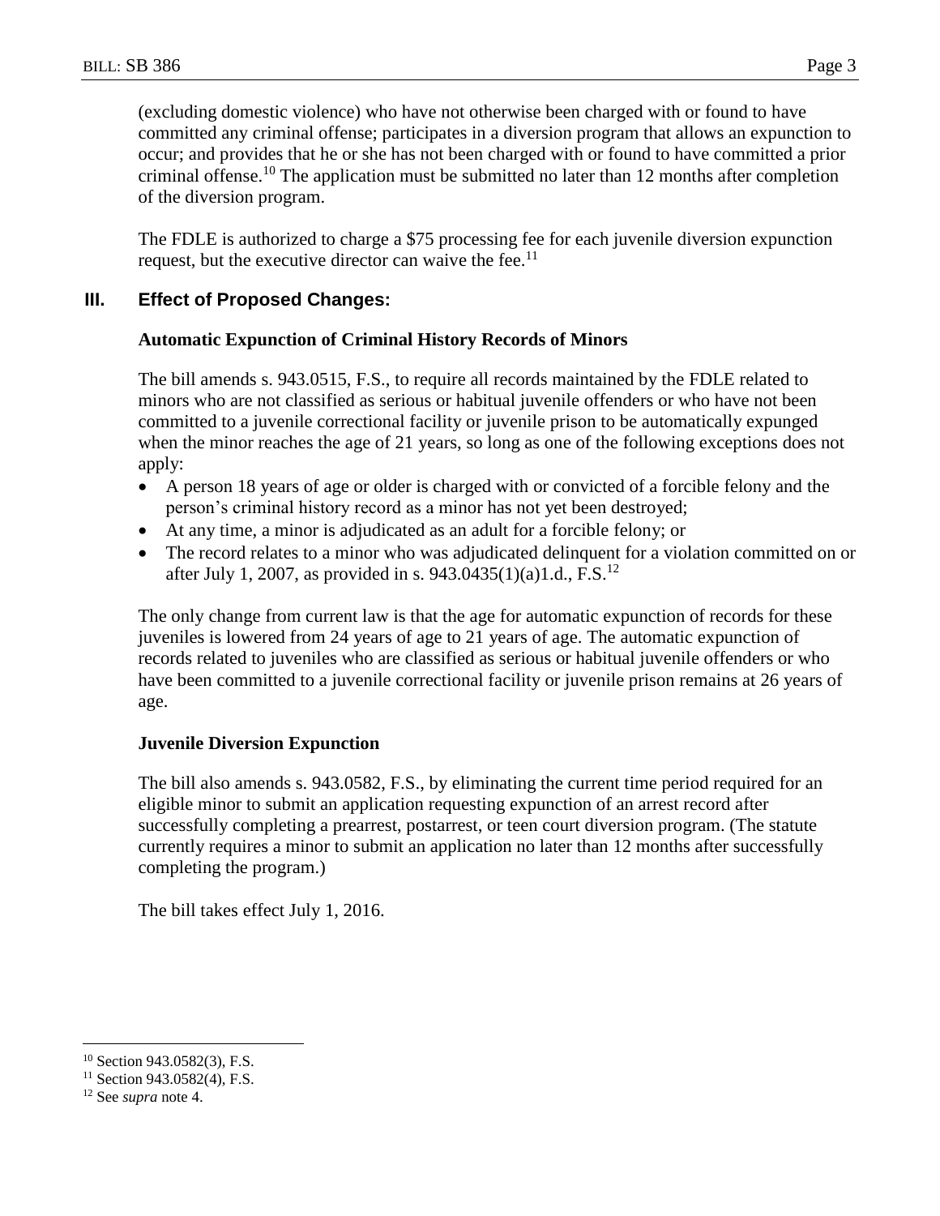(excluding domestic violence) who have not otherwise been charged with or found to have committed any criminal offense; participates in a diversion program that allows an expunction to occur; and provides that he or she has not been charged with or found to have committed a prior criminal offense.[10] The application must be submitted no later than 12 months after completion of the diversion program.

The FDLE is authorized to charge a $75 processing fee for each juvenile diversion expunction request, but the executive director can waive the fee.[11]

## III. Effect of Proposed Changes:

### Automatic Expunction of Criminal History Records of Minors

The bill amends s. 943.0515, F.S., to require all records maintained by the FDLE related to minors who are not classified as serious or habitual juvenile offenders or who have not been committed to a juvenile correctional facility or juvenile prison to be automatically expunged when the minor reaches the age of 21 years, so long as one of the following exceptions does not apply:

- A person 18 years of age or older is charged with or convicted of a forcible felony and the person's criminal history record as a minor has not yet been destroyed;
- At any time, a minor is adjudicated as an adult for a forcible felony; or
- The record relates to a minor who was adjudicated delinquent for a violation committed on or after July 1, 2007, as provided in s. 943.0435(1)(a)1.d., F.S.[12]

The only change from current law is that the age for automatic expunction of records for these juveniles is lowered from 24 years of age to 21 years of age. The automatic expunction of records related to juveniles who are classified as serious or habitual juvenile offenders or who have been committed to a juvenile correctional facility or juvenile prison remains at 26 years of age.

### Juvenile Diversion Expunction

The bill also amends s. 943.0582, F.S., by eliminating the current time period required for an eligible minor to submit an application requesting expunction of an arrest record after successfully completing a prearrest, postarrest, or teen court diversion program. (The statute currently requires a minor to submit an application no later than 12 months after successfully completing the program.)

The bill takes effect July 1, 2016.

---

[10] Section 943.0582(3), F.S.

[11] Section 943.0582(4), F.S.

[12] See *supra* note 4.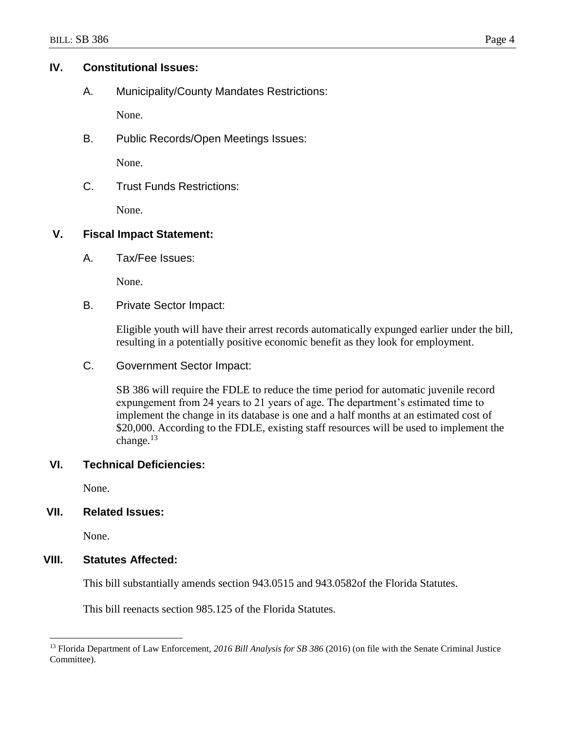## IV. Constitutional Issues:

### A. Municipality/County Mandates Restrictions:

None.

### B. Public Records/Open Meetings Issues:

None.

### C. Trust Funds Restrictions:

None.

## V. Fiscal Impact Statement:

### A. Tax/Fee Issues:

None.

### B. Private Sector Impact:

Eligible youth will have their arrest records automatically expunged earlier under the bill, resulting in a potentially positive economic benefit as they look for employment.

### C. Government Sector Impact:

SB 386 will require the FDLE to reduce the time period for automatic juvenile record expungement from 24 years to 21 years of age. The department's estimated time to implement the change in its database is one and a half months at an estimated cost of $20,000. According to the FDLE, existing staff resources will be used to implement the change.[13]

## VI. Technical Deficiencies:

None.

## VII. Related Issues:

None.

## VIII. Statutes Affected:

This bill substantially amends section 943.0515 and 943.0582of the Florida Statutes.

This bill reenacts section 985.125 of the Florida Statutes.

---

[13] Florida Department of Law Enforcement, *2016 Bill Analysis for SB 386* (2016) (on file with the Senate Criminal Justice Committee).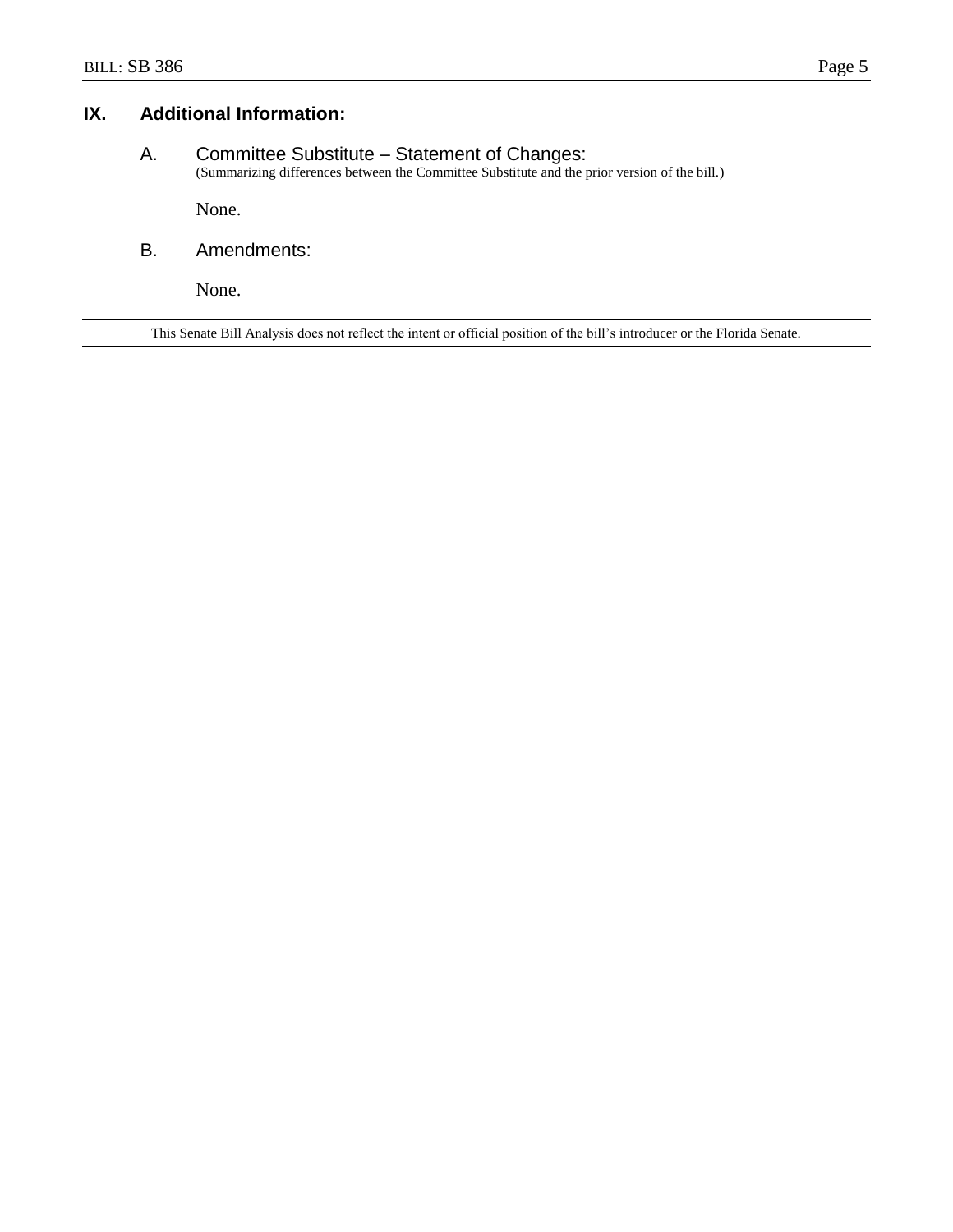## IX. Additional Information:

### A. Committee Substitute – Statement of Changes:

(Summarizing differences between the Committee Substitute and the prior version of the bill.)

None.

### B. Amendments:

None.

This Senate Bill Analysis does not reflect the intent or official position of the bill's introducer or the Florida Senate.